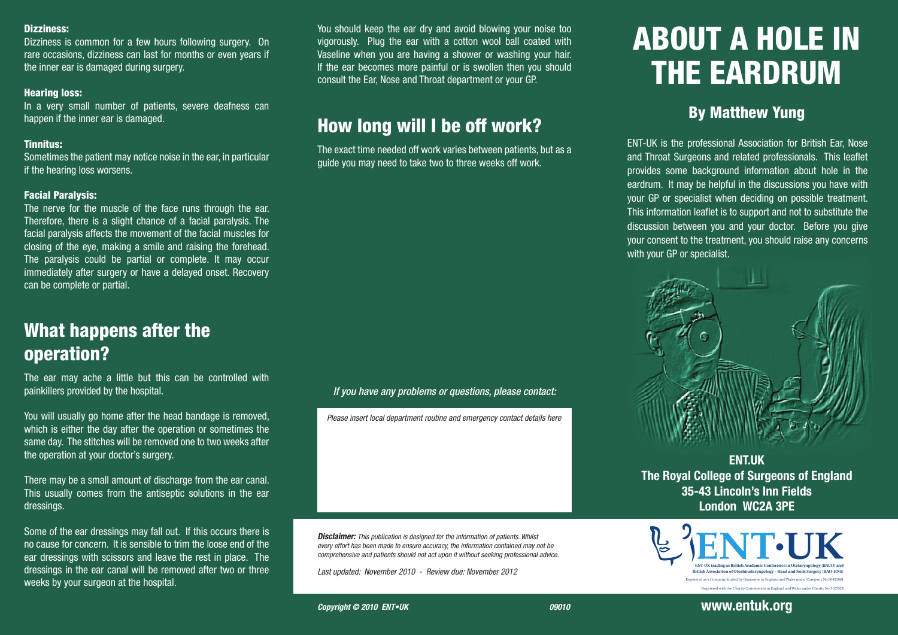#### Dizziness:

Dizziness is common for a few hours following surgery. On rare occasions, dizziness can last for months or even years if the inner ear is damaged during surgery.

#### Hearing loss:

In a very small number of patients, severe deafness can happen if the inner ear is damaged.

#### Tinnitus:

Sometimes the patient may notice noise in the ear, in particular if the hearing loss worsens.

#### Facial Paralysis:

The nerve for the muscle of the face runs through the ear. Therefore, there is a slight chance of a facial paralysis. The facial paralysis affects the movement of the facial muscles for closing of the eye, making a smile and raising the forehead. The paralysis could be partial or complete. It may occur immediately after surgery or have a delayed onset. Recovery can be complete or partial.

## What happens after the operation?

The ear may ache a little but this can be controlled with painkillers provided by the hospital.

You will usually go home after the head bandage is removed, which is either the day after the operation or sometimes the same day. The stitches will be removed one to two weeks after the operation at your doctor's surgery.

There may be a small amount of discharge from the ear canal. This usually comes from the antiseptic solutions in the ear dressings.

Some of the ear dressings may fall out. If this occurs there is no cause for concern. It is sensible to trim the loose end of the ear dressings with scissors and leave the rest in place. The dressings in the ear canal will be removed after two or three weeks by your surgeon at the hospital.

You should keep the ear dry and avoid blowing your noise too vigorously. Plug the ear with a cotton wool ball coated with Vaseline when you are having a shower or washing your hair. If the ear becomes more painful or is swollen then you should consult the Ear, Nose and Throat department or your GP.

## How long will I be off work?

The exact time needed off work varies between patients, but as a guide you may need to take two to three weeks off work.

*If you have any problems or questions, please contact:*

*Please insert local department routine and emergency contact details here*

***Disclaimer:*** *This publication is designed for the information of patients. Whilst every effort has been made to ensure accuracy, the information contained may not be comprehensive and patients should not act upon it without seeking professional advice.*

*Last updated: November 2010 - Review due: November 2012*

***Copyright © 2010 ENT•UK*** ***09010***

# ABOUT A HOLE IN THE EARDRUM

## By Matthew Yung

ENT-UK is the professional Association for British Ear, Nose and Throat Surgeons and related professionals. This leaflet provides some background information about hole in the eardrum. It may be helpful in the discussions you have with your GP or specialist when deciding on possible treatment. This information leaflet is to support and not to substitute the discussion between you and your doctor. Before you give your consent to the treatment, you should raise any concerns with your GP or specialist.

**ENT.UK**
**The Royal College of Surgeons of England**
**35-43 Lincoln's Inn Fields**
**London WC2A 3PE**

ENT•UK

ENT UK trading as British Academic Conference in Otolaryngology (BACO) and British Association of Otorhinolaryngology – Head and Neck Surgery (BAO-HNS)
Registered as a Company limited by Guarantee in England and Wales under Company No 06452601
Registered with the Charity Commission in England and Wales under Charity No 1125524

**www.entuk.org**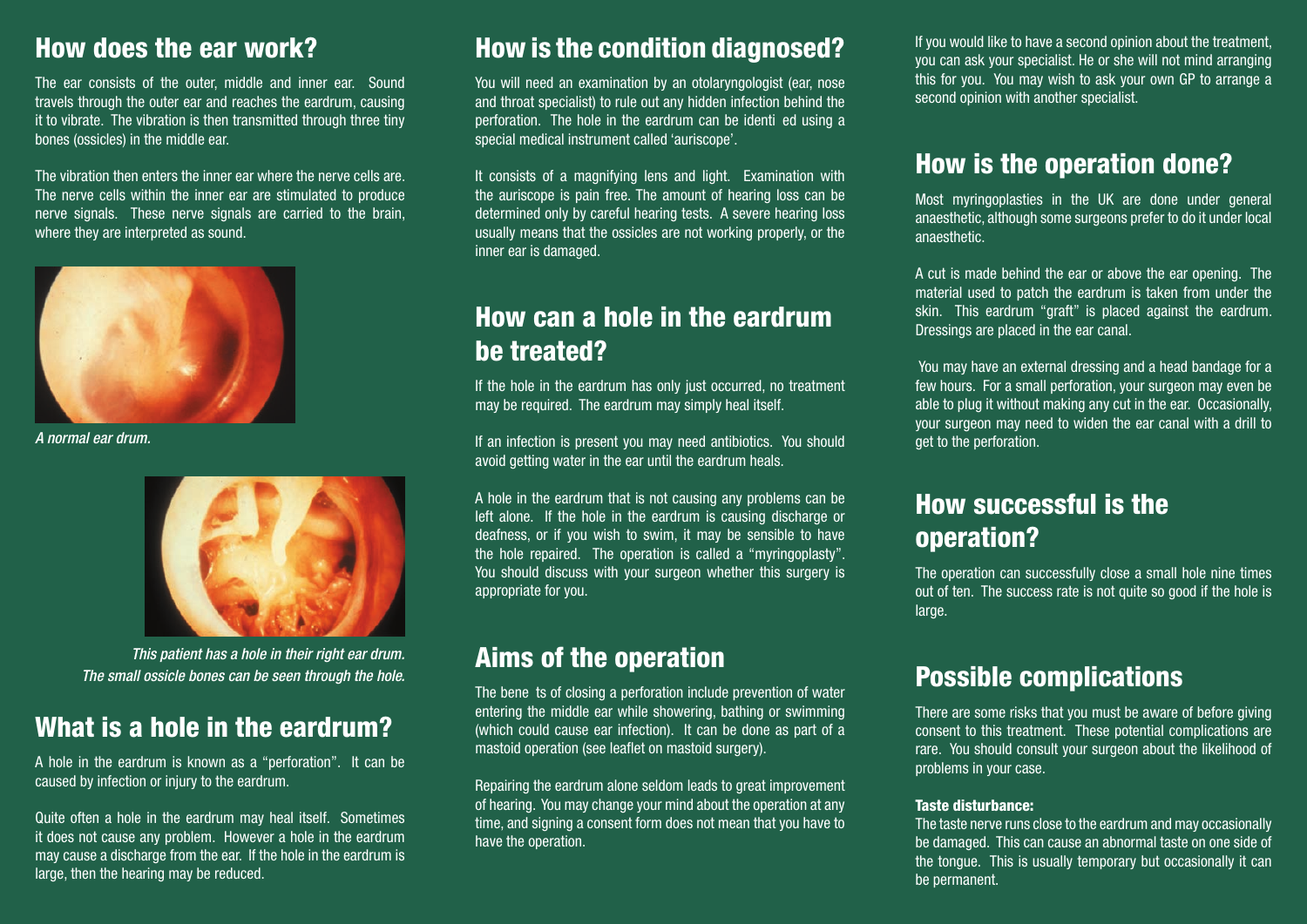## How does the ear work?

The ear consists of the outer, middle and inner ear. Sound travels through the outer ear and reaches the eardrum, causing it to vibrate. The vibration is then transmitted through three tiny bones (ossicles) in the middle ear.

The vibration then enters the inner ear where the nerve cells are. The nerve cells within the inner ear are stimulated to produce nerve signals. These nerve signals are carried to the brain, where they are interpreted as sound.

*A normal ear drum.*

*This patient has a hole in their right ear drum. The small ossicle bones can be seen through the hole.*

## What is a hole in the eardrum?

A hole in the eardrum is known as a "perforation". It can be caused by infection or injury to the eardrum.

Quite often a hole in the eardrum may heal itself. Sometimes it does not cause any problem. However a hole in the eardrum may cause a discharge from the ear. If the hole in the eardrum is large, then the hearing may be reduced.

## How is the condition diagnosed?

You will need an examination by an otolaryngologist (ear, nose and throat specialist) to rule out any hidden infection behind the perforation. The hole in the eardrum can be identi ed using a special medical instrument called 'auriscope'.

It consists of a magnifying lens and light. Examination with the auriscope is pain free. The amount of hearing loss can be determined only by careful hearing tests. A severe hearing loss usually means that the ossicles are not working properly, or the inner ear is damaged.

## How can a hole in the eardrum be treated?

If the hole in the eardrum has only just occurred, no treatment may be required. The eardrum may simply heal itself.

If an infection is present you may need antibiotics. You should avoid getting water in the ear until the eardrum heals.

A hole in the eardrum that is not causing any problems can be left alone. If the hole in the eardrum is causing discharge or deafness, or if you wish to swim, it may be sensible to have the hole repaired. The operation is called a "myringoplasty". You should discuss with your surgeon whether this surgery is appropriate for you.

## Aims of the operation

The bene ts of closing a perforation include prevention of water entering the middle ear while showering, bathing or swimming (which could cause ear infection). It can be done as part of a mastoid operation (see leaflet on mastoid surgery).

Repairing the eardrum alone seldom leads to great improvement of hearing. You may change your mind about the operation at any time, and signing a consent form does not mean that you have to have the operation.

If you would like to have a second opinion about the treatment, you can ask your specialist. He or she will not mind arranging this for you. You may wish to ask your own GP to arrange a second opinion with another specialist.

## How is the operation done?

Most myringoplasties in the UK are done under general anaesthetic, although some surgeons prefer to do it under local anaesthetic.

A cut is made behind the ear or above the ear opening. The material used to patch the eardrum is taken from under the skin. This eardrum "graft" is placed against the eardrum. Dressings are placed in the ear canal.

You may have an external dressing and a head bandage for a few hours. For a small perforation, your surgeon may even be able to plug it without making any cut in the ear. Occasionally, your surgeon may need to widen the ear canal with a drill to get to the perforation.

## How successful is the operation?

The operation can successfully close a small hole nine times out of ten. The success rate is not quite so good if the hole is large.

## Possible complications

There are some risks that you must be aware of before giving consent to this treatment. These potential complications are rare. You should consult your surgeon about the likelihood of problems in your case.

**Taste disturbance:**

The taste nerve runs close to the eardrum and may occasionally be damaged. This can cause an abnormal taste on one side of the tongue. This is usually temporary but occasionally it can be permanent.